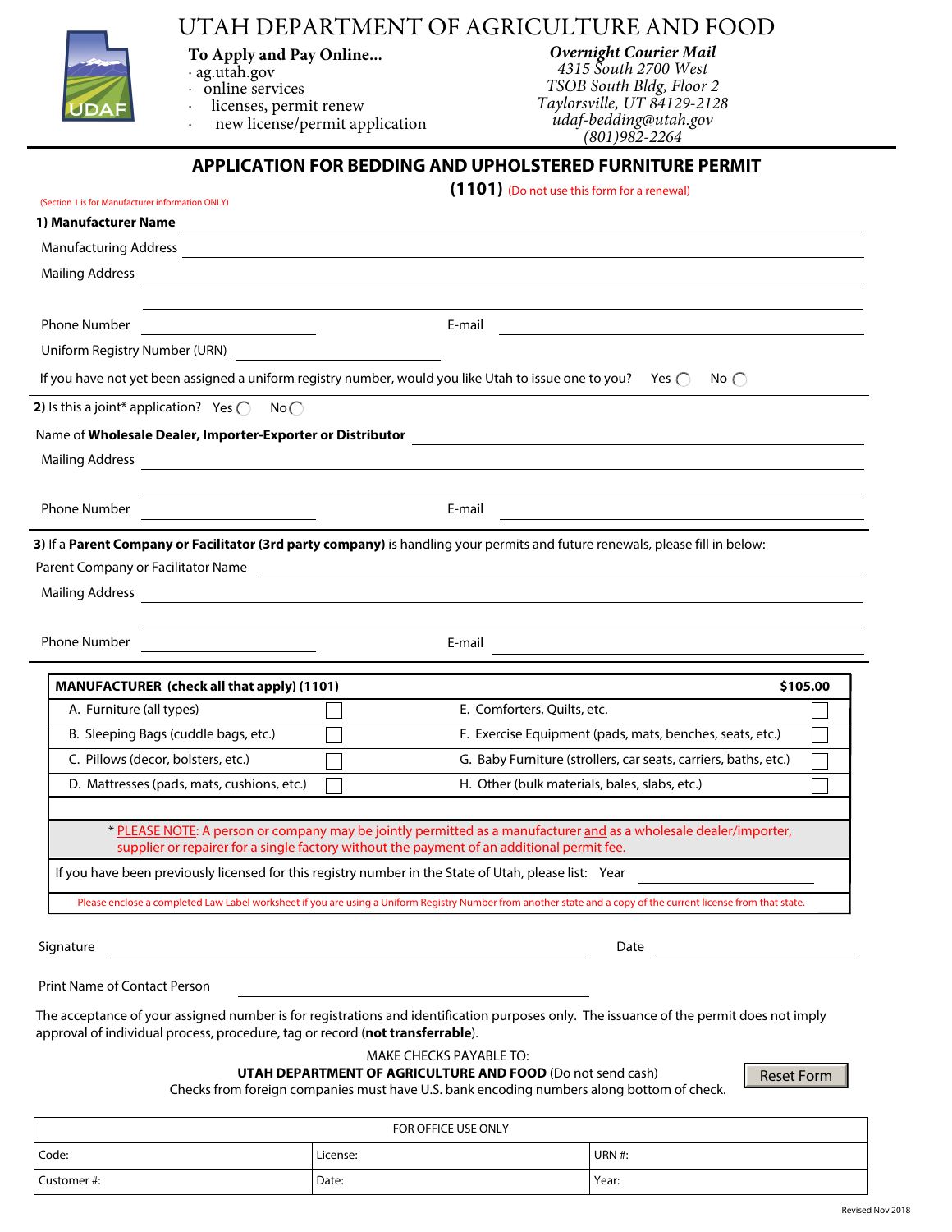# UTAH DEPARTMENT OF AGRICULTURE AND FOOD

**To Apply and Pay Online...**
- ag.utah.gov
- online services
- licenses, permit renew
- new license/permit application

***Overnight Courier Mail***
*4315 South 2700 West*
*TSOB South Bldg, Floor 2*
*Taylorsville, UT 84129-2128*
*udaf-bedding@utah.gov*
*(801)982-2264*

## APPLICATION FOR BEDDING AND UPHOLSTERED FURNITURE PERMIT

**(1101)** (Do not use this form for a renewal)

(Section 1 is for Manufacturer information ONLY)

**1) Manufacturer Name** ______________________

Manufacturing Address ______________________

Mailing Address ______________________

______________________

Phone Number ______________ E-mail ______________

Uniform Registry Number (URN) ______________

If you have not yet been assigned a uniform registry number, would you like Utah to issue one to you? Yes ◯ No ◯

**2)** Is this a joint* application? Yes ◯ No ◯

Name of **Wholesale Dealer, Importer-Exporter or Distributor** ______________________

Mailing Address ______________________

______________________

Phone Number ______________ E-mail ______________

**3)** If a **Parent Company or Facilitator (3rd party company)** is handling your permits and future renewals, please fill in below:

Parent Company or Facilitator Name ______________________

Mailing Address ______________________

______________________

Phone Number ______________ E-mail ______________

| **MANUFACTURER (check all that apply) (1101)** | | | **$105.00** |
|---|---|---|---|
| A. Furniture (all types) | ☐ | E. Comforters, Quilts, etc. | ☐ |
| B. Sleeping Bags (cuddle bags, etc.) | ☐ | F. Exercise Equipment (pads, mats, benches, seats, etc.) | ☐ |
| C. Pillows (decor, bolsters, etc.) | ☐ | G. Baby Furniture (strollers, car seats, carriers, baths, etc.) | ☐ |
| D. Mattresses (pads, mats, cushions, etc.) | ☐ | H. Other (bulk materials, bales, slabs, etc.) | ☐ |

\* PLEASE NOTE: A person or company may be jointly permitted as a manufacturer and as a wholesale dealer/importer, supplier or repairer for a single factory without the payment of an additional permit fee.

If you have been previously licensed for this registry number in the State of Utah, please list: Year ______________

Please enclose a completed Law Label worksheet if you are using a Uniform Registry Number from another state and a copy of the current license from that state.

Signature ______________________ Date ______________

Print Name of Contact Person ______________________

The acceptance of your assigned number is for registrations and identification purposes only. The issuance of the permit does not imply approval of individual process, procedure, tag or record (**not transferrable**).

MAKE CHECKS PAYABLE TO:
**UTAH DEPARTMENT OF AGRICULTURE AND FOOD** (Do not send cash)
Checks from foreign companies must have U.S. bank encoding numbers along bottom of check.

Reset Form

| FOR OFFICE USE ONLY | | |
|---|---|---|
| Code: | License: | URN #: |
| Customer #: | Date: | Year: |

Revised Nov 2018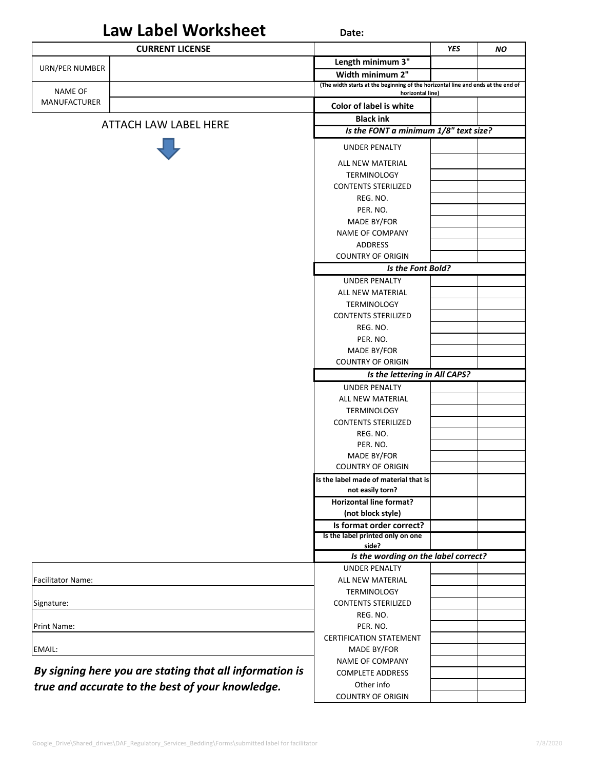# Law Label Worksheet

**Date:**

| **CURRENT LICENSE** | |
|---|---|
| URN/PER NUMBER | |
| NAME OF MANUFACTURER | |

ATTACH LAW LABEL HERE

| | *YES* | *NO* |
|---|---|---|
| **Length minimum 3"** | | |
| **Width minimum 2"** | | |
| **(The width starts at the beginning of the horizontal line and ends at the end of horizontal line)** | | |
| **Color of label is white** | | |
| **Black ink** | | |
| ***Is the FONT a minimum 1/8" text size?*** | | |
| UNDER PENALTY | | |
| ALL NEW MATERIAL | | |
| TERMINOLOGY | | |
| CONTENTS STERILIZED | | |
| REG. NO. | | |
| PER. NO. | | |
| MADE BY/FOR | | |
| NAME OF COMPANY | | |
| ADDRESS | | |
| COUNTRY OF ORIGIN | | |
| ***Is the Font Bold?*** | | |
| UNDER PENALTY | | |
| ALL NEW MATERIAL | | |
| TERMINOLOGY | | |
| CONTENTS STERILIZED | | |
| REG. NO. | | |
| PER. NO. | | |
| MADE BY/FOR | | |
| COUNTRY OF ORIGIN | | |
| ***Is the lettering in All CAPS?*** | | |
| UNDER PENALTY | | |
| ALL NEW MATERIAL | | |
| TERMINOLOGY | | |
| CONTENTS STERILIZED | | |
| REG. NO. | | |
| PER. NO. | | |
| MADE BY/FOR | | |
| COUNTRY OF ORIGIN | | |
| **Is the label made of material that is not easily torn?** | | |
| **Horizontal line format? (not block style)** | | |
| **Is format order correct?** | | |
| **Is the label printed only on one side?** | | |
| ***Is the wording on the label correct?*** | | |
| UNDER PENALTY | | |
| ALL NEW MATERIAL | | |
| TERMINOLOGY | | |
| CONTENTS STERILIZED | | |
| REG. NO. | | |
| PER. NO. | | |
| CERTIFICATION STATEMENT | | |
| MADE BY/FOR | | |
| NAME OF COMPANY | | |
| COMPLETE ADDRESS | | |
| Other info | | |
| COUNTRY OF ORIGIN | | |

Facilitator Name:

Signature:

Print Name:

EMAIL:

***By signing here you are stating that all information is true and accurate to the best of your knowledge.***